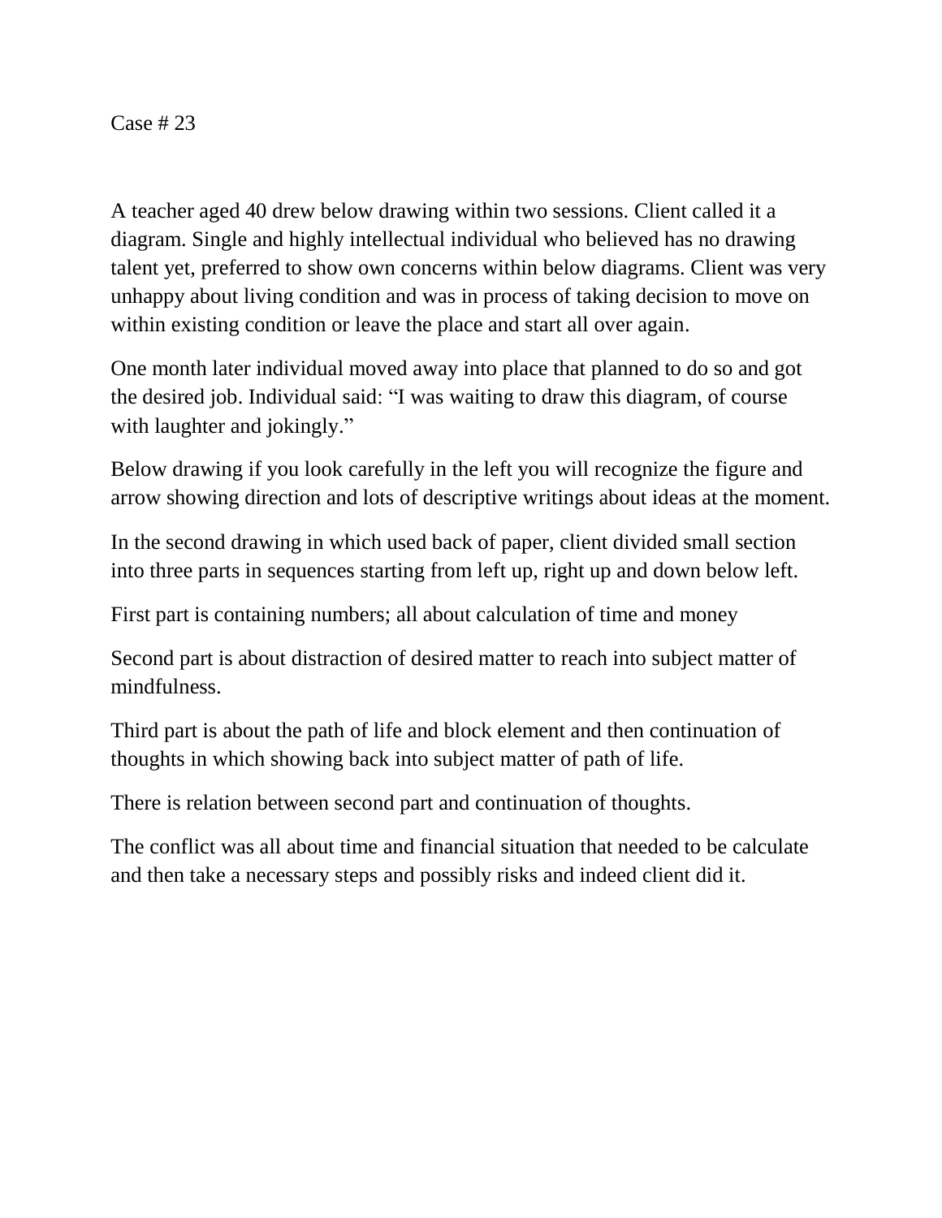Case # 23

A teacher aged 40 drew below drawing within two sessions. Client called it a diagram. Single and highly intellectual individual who believed has no drawing talent yet, preferred to show own concerns within below diagrams. Client was very unhappy about living condition and was in process of taking decision to move on within existing condition or leave the place and start all over again.

One month later individual moved away into place that planned to do so and got the desired job. Individual said: "I was waiting to draw this diagram, of course with laughter and jokingly."

Below drawing if you look carefully in the left you will recognize the figure and arrow showing direction and lots of descriptive writings about ideas at the moment.

In the second drawing in which used back of paper, client divided small section into three parts in sequences starting from left up, right up and down below left.

First part is containing numbers; all about calculation of time and money

Second part is about distraction of desired matter to reach into subject matter of mindfulness.

Third part is about the path of life and block element and then continuation of thoughts in which showing back into subject matter of path of life.

There is relation between second part and continuation of thoughts.

The conflict was all about time and financial situation that needed to be calculate and then take a necessary steps and possibly risks and indeed client did it.